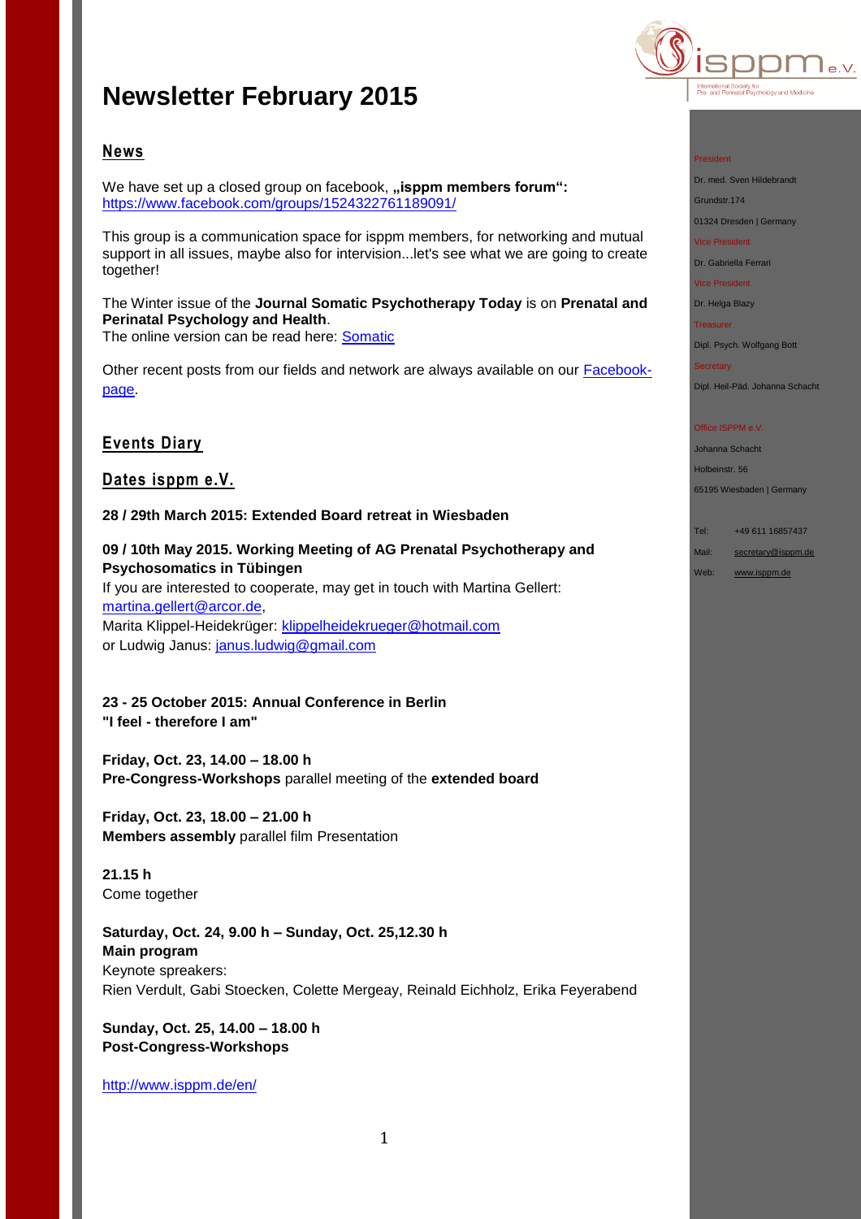# Newsletter February 2015

## News

We have set up a closed group on facebook, **„isppm members forum“:** https://www.facebook.com/groups/1524322761189091/

This group is a communication space for isppm members, for networking and mutual support in all issues, maybe also for intervision...let's see what we are going to create together!

The Winter issue of the **Journal Somatic Psychotherapy Today** is on **Prenatal and Perinatal Psychology and Health**.
The online version can be read here: Somatic

Other recent posts from our fields and network are always available on our Facebook-page.

## Events Diary

### Dates isppm e.V.

**28 / 29th March 2015: Extended Board retreat in Wiesbaden**

**09 / 10th May 2015. Working Meeting of AG Prenatal Psychotherapy and Psychosomatics in Tübingen**
If you are interested to cooperate, may get in touch with Martina Gellert: martina.gellert@arcor.de,
Marita Klippel-Heidekrüger: klippelheidekrueger@hotmail.com
or Ludwig Janus: janus.ludwig@gmail.com

**23 - 25 October 2015: Annual Conference in Berlin**
**"I feel - therefore I am"**

**Friday, Oct. 23, 14.00 – 18.00 h**
**Pre-Congress-Workshops** parallel meeting of the **extended board**

**Friday, Oct. 23, 18.00 – 21.00 h**
**Members assembly** parallel film Presentation

**21.15 h**
Come together

**Saturday, Oct. 24, 9.00 h – Sunday, Oct. 25,12.30 h**
**Main program**
Keynote spreakers:
Rien Verdult, Gabi Stoecken, Colette Mergeay, Reinald Eichholz, Erika Feyerabend

**Sunday, Oct. 25, 14.00 – 18.00 h**
**Post-Congress-Workshops**

http://www.isppm.de/en/

---

isppm e.V.
International Society for Pre- and Perinatal Psychology and Medicine

President
Dr. med. Sven Hildebrandt
Grundstr.174
01324 Dresden | Germany

Vice President
Dr. Gabriella Ferrari

Vice President
Dr. Helga Blazy

Treasurer
Dipl. Psych. Wolfgang Bott

Secretary
Dipl. Heil-Päd. Johanna Schacht

Office ISPPM e.V.
Johanna Schacht
Holbeinstr. 56
65195 Wiesbaden | Germany

Tel: +49 611 16857437
Mail: secretary@isppm.de
Web: www.isppm.de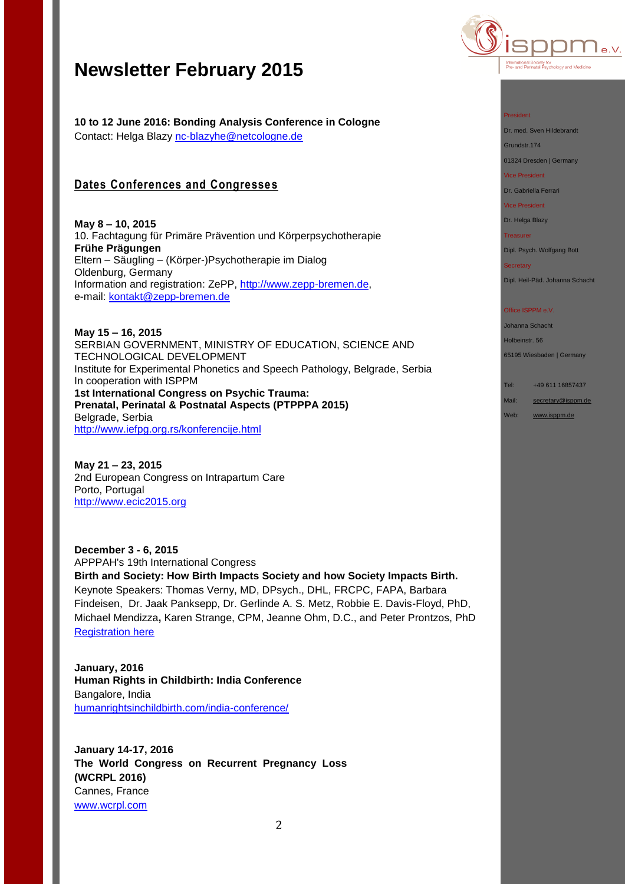# Newsletter February 2015

**10 to 12 June 2016: Bonding Analysis Conference in Cologne**
Contact: Helga Blazy nc-blazyhe@netcologne.de

## Dates Conferences and Congresses

**May 8 – 10, 2015**
10. Fachtagung für Primäre Prävention und Körperpsychotherapie
**Frühe Prägungen**
Eltern – Säugling – (Körper-)Psychotherapie im Dialog
Oldenburg, Germany
Information and registration: ZePP, http://www.zepp-bremen.de,
e-mail: kontakt@zepp-bremen.de

**May 15 – 16, 2015**
SERBIAN GOVERNMENT, MINISTRY OF EDUCATION, SCIENCE AND TECHNOLOGICAL DEVELOPMENT
Institute for Experimental Phonetics and Speech Pathology, Belgrade, Serbia
In cooperation with ISPPM
**1st International Congress on Psychic Trauma:**
**Prenatal, Perinatal & Postnatal Aspects (PTPPPA 2015)**
Belgrade, Serbia
http://www.iefpg.org.rs/konferencije.html

**May 21 – 23, 2015**
2nd European Congress on Intrapartum Care
Porto, Portugal
http://www.ecic2015.org

**December 3 - 6, 2015**
APPPAH's 19th International Congress
**Birth and Society: How Birth Impacts Society and how Society Impacts Birth.**
Keynote Speakers: Thomas Verny, MD, DPsych., DHL, FRCPC, FAPA, Barbara Findeisen, Dr. Jaak Panksepp, Dr. Gerlinde A. S. Metz, Robbie E. Davis-Floyd, PhD, Michael Mendizza**,** Karen Strange, CPM, Jeanne Ohm, D.C., and Peter Prontzos, PhD
Registration here

**January, 2016**
**Human Rights in Childbirth: India Conference**
Bangalore, India
humanrightsinchildbirth.com/india-conference/

**January 14-17, 2016**
**The World Congress on Recurrent Pregnancy Loss (WCRPL 2016)**
Cannes, France
www.wcrpl.com

---

President
Dr. med. Sven Hildebrandt
Grundstr.174
01324 Dresden | Germany

Vice President
Dr. Gabriella Ferrari

Vice President
Dr. Helga Blazy

Treasurer
Dipl. Psych. Wolfgang Bott

Secretary
Dipl. Heil-Päd. Johanna Schacht

Office ISPPM e.V.
Johanna Schacht
Holbeinstr. 56
65195 Wiesbaden | Germany

Tel: +49 611 16857437
Mail: secretary@isppm.de
Web: www.isppm.de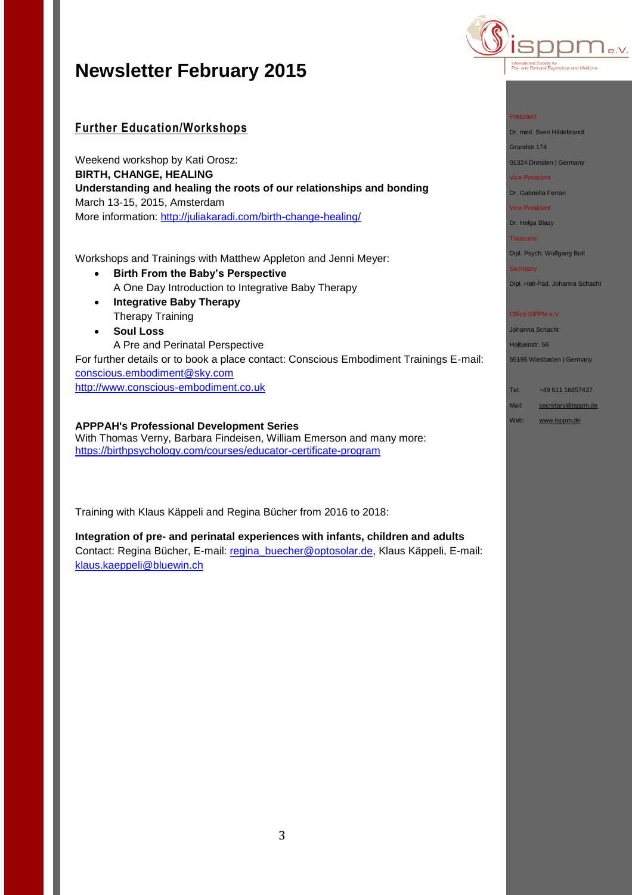# Newsletter February 2015

President

Dr. med. Sven Hildebrandt

Grundstr.174

01324 Dresden | Germany

Vice President

Dr. Gabriella Ferrari

Vice President

Dr. Helga Blazy

Treasurer

Dipl. Psych. Wolfgang Bott

Secretary

Dipl. Heil-Päd. Johanna Schacht

Office ISPPM e.V.

Johanna Schacht

Holbeinstr. 56

65195 Wiesbaden | Germany

Tel: +49 611 16857437

Mail: secretary@isppm.de

Web: www.isppm.de

## Further Education/Workshops

Weekend workshop by Kati Orosz:
**BIRTH, CHANGE, HEALING**
**Understanding and healing the roots of our relationships and bonding**
March 13-15, 2015, Amsterdam
More information: http://juliakaradi.com/birth-change-healing/

Workshops and Trainings with Matthew Appleton and Jenni Meyer:

- **Birth From the Baby's Perspective**
  A One Day Introduction to Integrative Baby Therapy
- **Integrative Baby Therapy**
  Therapy Training
- **Soul Loss**
  A Pre and Perinatal Perspective

For further details or to book a place contact: Conscious Embodiment Trainings E-mail: conscious.embodiment@sky.com
http://www.conscious-embodiment.co.uk

**APPPAH's Professional Development Series**
With Thomas Verny, Barbara Findeisen, William Emerson and many more:
https://birthpsychology.com/courses/educator-certificate-program

Training with Klaus Käppeli and Regina Bücher from 2016 to 2018:

**Integration of pre- and perinatal experiences with infants, children and adults**
Contact: Regina Bücher, E-mail: regina_buecher@optosolar.de, Klaus Käppeli, E-mail: klaus.kaeppeli@bluewin.ch